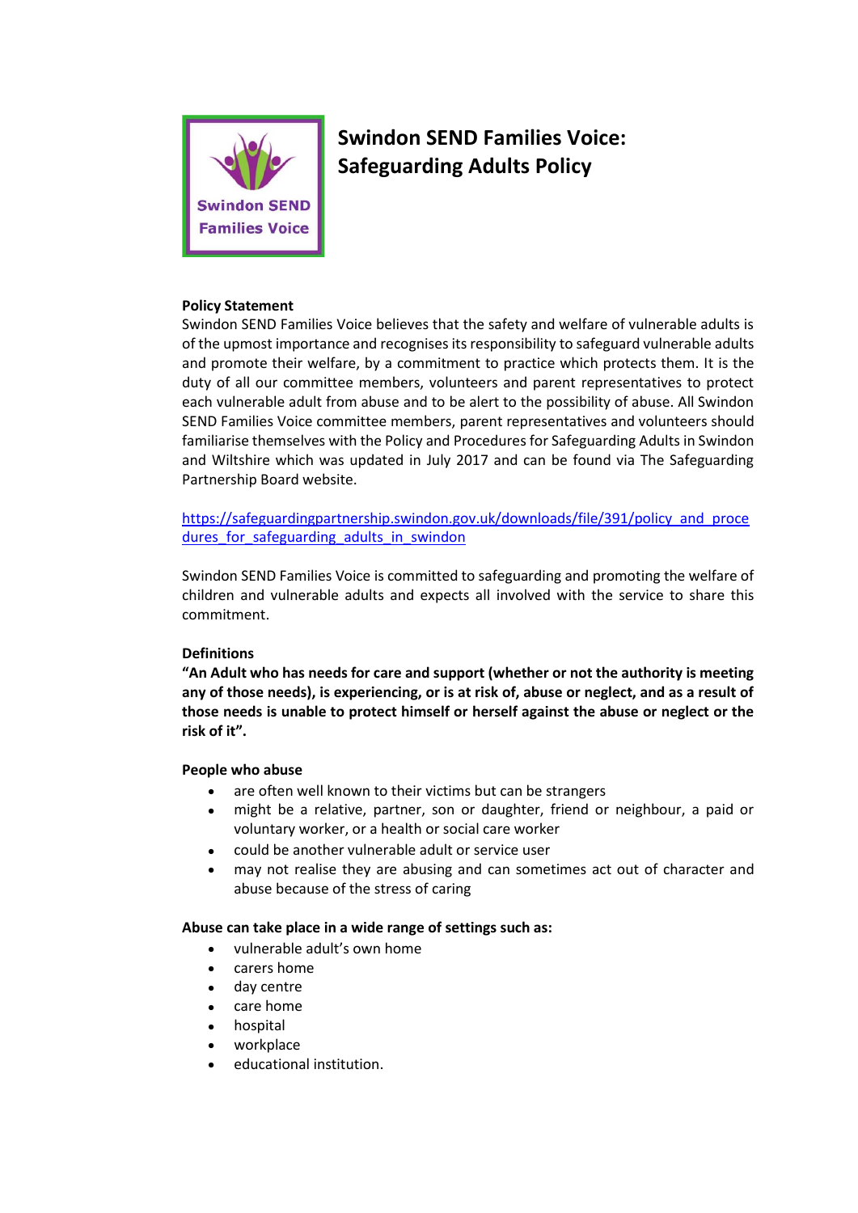# Swindon SEND Families Voice: Safeguarding Adults Policy

**Policy Statement**

Swindon SEND Families Voice believes that the safety and welfare of vulnerable adults is of the upmost importance and recognises its responsibility to safeguard vulnerable adults and promote their welfare, by a commitment to practice which protects them. It is the duty of all our committee members, volunteers and parent representatives to protect each vulnerable adult from abuse and to be alert to the possibility of abuse. All Swindon SEND Families Voice committee members, parent representatives and volunteers should familiarise themselves with the Policy and Procedures for Safeguarding Adults in Swindon and Wiltshire which was updated in July 2017 and can be found via The Safeguarding Partnership Board website.

https://safeguardingpartnership.swindon.gov.uk/downloads/file/391/policy_and_procedures_for_safeguarding_adults_in_swindon

Swindon SEND Families Voice is committed to safeguarding and promoting the welfare of children and vulnerable adults and expects all involved with the service to share this commitment.

**Definitions**

**"An Adult who has needs for care and support (whether or not the authority is meeting any of those needs), is experiencing, or is at risk of, abuse or neglect, and as a result of those needs is unable to protect himself or herself against the abuse or neglect or the risk of it".**

**People who abuse**

- are often well known to their victims but can be strangers
- might be a relative, partner, son or daughter, friend or neighbour, a paid or voluntary worker, or a health or social care worker
- could be another vulnerable adult or service user
- may not realise they are abusing and can sometimes act out of character and abuse because of the stress of caring

**Abuse can take place in a wide range of settings such as:**

- vulnerable adult's own home
- carers home
- day centre
- care home
- hospital
- workplace
- educational institution.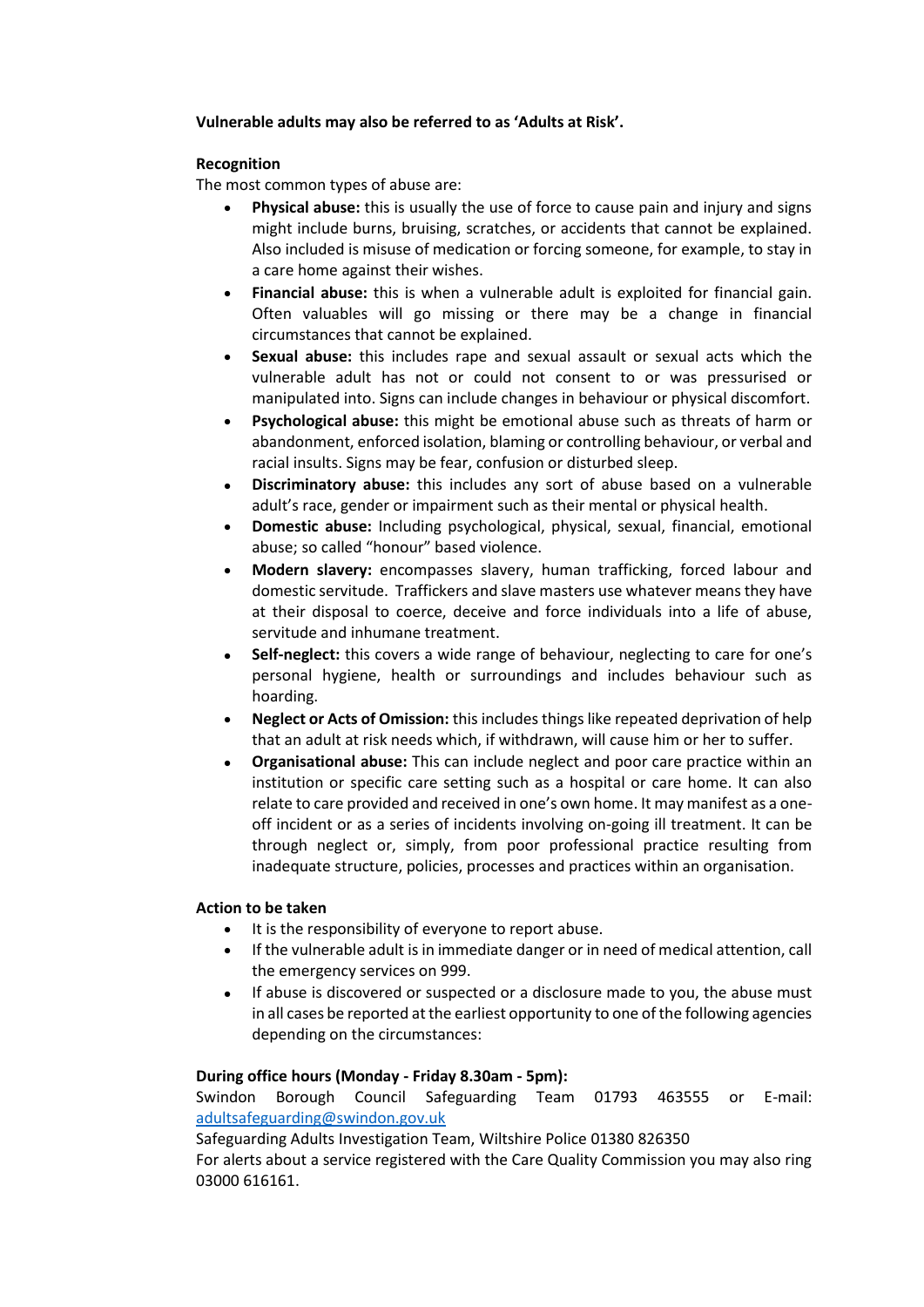**Vulnerable adults may also be referred to as 'Adults at Risk'.**

**Recognition**

The most common types of abuse are:

- **Physical abuse:** this is usually the use of force to cause pain and injury and signs might include burns, bruising, scratches, or accidents that cannot be explained. Also included is misuse of medication or forcing someone, for example, to stay in a care home against their wishes.
- **Financial abuse:** this is when a vulnerable adult is exploited for financial gain. Often valuables will go missing or there may be a change in financial circumstances that cannot be explained.
- **Sexual abuse:** this includes rape and sexual assault or sexual acts which the vulnerable adult has not or could not consent to or was pressurised or manipulated into. Signs can include changes in behaviour or physical discomfort.
- **Psychological abuse:** this might be emotional abuse such as threats of harm or abandonment, enforced isolation, blaming or controlling behaviour, or verbal and racial insults. Signs may be fear, confusion or disturbed sleep.
- **Discriminatory abuse:** this includes any sort of abuse based on a vulnerable adult's race, gender or impairment such as their mental or physical health.
- **Domestic abuse:** Including psychological, physical, sexual, financial, emotional abuse; so called "honour" based violence.
- **Modern slavery:** encompasses slavery, human trafficking, forced labour and domestic servitude. Traffickers and slave masters use whatever means they have at their disposal to coerce, deceive and force individuals into a life of abuse, servitude and inhumane treatment.
- **Self-neglect:** this covers a wide range of behaviour, neglecting to care for one's personal hygiene, health or surroundings and includes behaviour such as hoarding.
- **Neglect or Acts of Omission:** this includes things like repeated deprivation of help that an adult at risk needs which, if withdrawn, will cause him or her to suffer.
- **Organisational abuse:** This can include neglect and poor care practice within an institution or specific care setting such as a hospital or care home. It can also relate to care provided and received in one's own home. It may manifest as a one-off incident or as a series of incidents involving on-going ill treatment. It can be through neglect or, simply, from poor professional practice resulting from inadequate structure, policies, processes and practices within an organisation.

**Action to be taken**

- It is the responsibility of everyone to report abuse.
- If the vulnerable adult is in immediate danger or in need of medical attention, call the emergency services on 999.
- If abuse is discovered or suspected or a disclosure made to you, the abuse must in all cases be reported at the earliest opportunity to one of the following agencies depending on the circumstances:

**During office hours (Monday - Friday 8.30am - 5pm):**

Swindon Borough Council Safeguarding Team 01793 463555 or E-mail: adultsafeguarding@swindon.gov.uk

Safeguarding Adults Investigation Team, Wiltshire Police 01380 826350

For alerts about a service registered with the Care Quality Commission you may also ring 03000 616161.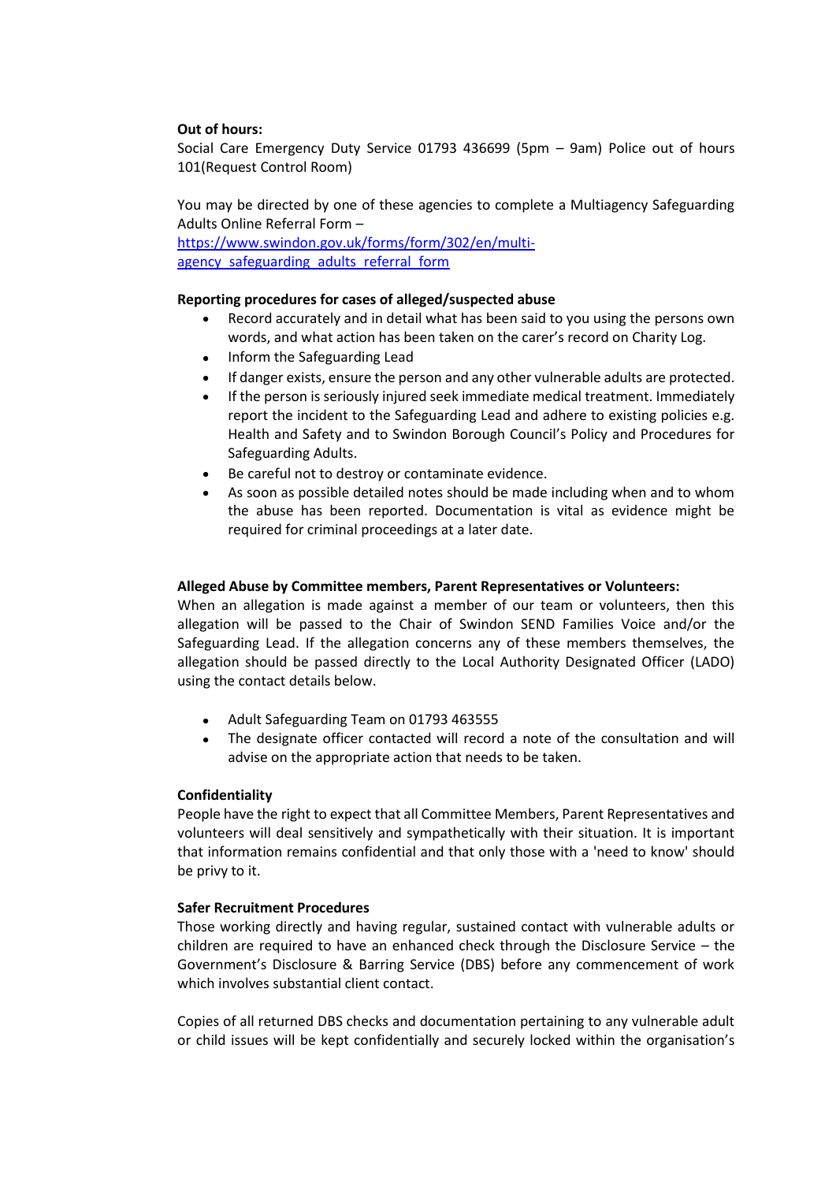**Out of hours:**

Social Care Emergency Duty Service 01793 436699 (5pm – 9am) Police out of hours 101(Request Control Room)

You may be directed by one of these agencies to complete a Multiagency Safeguarding Adults Online Referral Form –
[https://www.swindon.gov.uk/forms/form/302/en/multi-agency_safeguarding_adults_referral_form](https://www.swindon.gov.uk/forms/form/302/en/multi-agency_safeguarding_adults_referral_form)

**Reporting procedures for cases of alleged/suspected abuse**

- Record accurately and in detail what has been said to you using the persons own words, and what action has been taken on the carer's record on Charity Log.
- Inform the Safeguarding Lead
- If danger exists, ensure the person and any other vulnerable adults are protected.
- If the person is seriously injured seek immediate medical treatment. Immediately report the incident to the Safeguarding Lead and adhere to existing policies e.g. Health and Safety and to Swindon Borough Council's Policy and Procedures for Safeguarding Adults.
- Be careful not to destroy or contaminate evidence.
- As soon as possible detailed notes should be made including when and to whom the abuse has been reported. Documentation is vital as evidence might be required for criminal proceedings at a later date.

**Alleged Abuse by Committee members, Parent Representatives or Volunteers:**

When an allegation is made against a member of our team or volunteers, then this allegation will be passed to the Chair of Swindon SEND Families Voice and/or the Safeguarding Lead. If the allegation concerns any of these members themselves, the allegation should be passed directly to the Local Authority Designated Officer (LADO) using the contact details below.

- Adult Safeguarding Team on 01793 463555
- The designate officer contacted will record a note of the consultation and will advise on the appropriate action that needs to be taken.

**Confidentiality**

People have the right to expect that all Committee Members, Parent Representatives and volunteers will deal sensitively and sympathetically with their situation. It is important that information remains confidential and that only those with a 'need to know' should be privy to it.

**Safer Recruitment Procedures**

Those working directly and having regular, sustained contact with vulnerable adults or children are required to have an enhanced check through the Disclosure Service – the Government's Disclosure & Barring Service (DBS) before any commencement of work which involves substantial client contact.

Copies of all returned DBS checks and documentation pertaining to any vulnerable adult or child issues will be kept confidentially and securely locked within the organisation's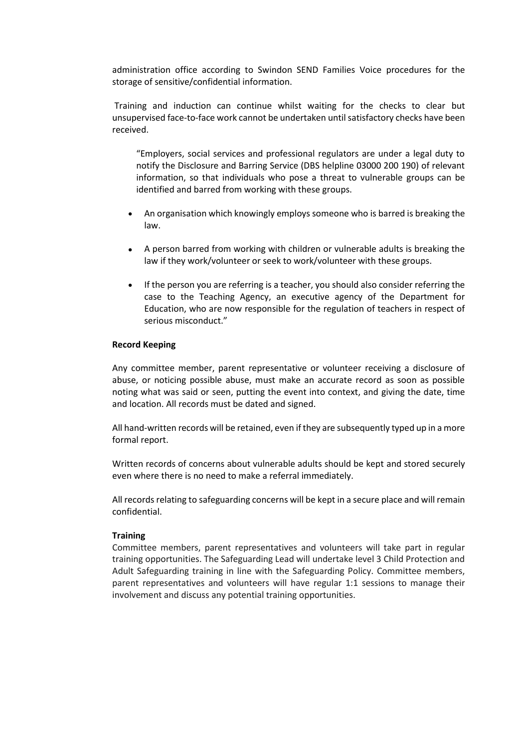administration office according to Swindon SEND Families Voice procedures for the storage of sensitive/confidential information.

Training and induction can continue whilst waiting for the checks to clear but unsupervised face-to-face work cannot be undertaken until satisfactory checks have been received.

> "Employers, social services and professional regulators are under a legal duty to notify the Disclosure and Barring Service (DBS helpline 03000 200 190) of relevant information, so that individuals who pose a threat to vulnerable groups can be identified and barred from working with these groups.
>
> - An organisation which knowingly employs someone who is barred is breaking the law.
> - A person barred from working with children or vulnerable adults is breaking the law if they work/volunteer or seek to work/volunteer with these groups.
> - If the person you are referring is a teacher, you should also consider referring the case to the Teaching Agency, an executive agency of the Department for Education, who are now responsible for the regulation of teachers in respect of serious misconduct."

**Record Keeping**

Any committee member, parent representative or volunteer receiving a disclosure of abuse, or noticing possible abuse, must make an accurate record as soon as possible noting what was said or seen, putting the event into context, and giving the date, time and location. All records must be dated and signed.

All hand-written records will be retained, even if they are subsequently typed up in a more formal report.

Written records of concerns about vulnerable adults should be kept and stored securely even where there is no need to make a referral immediately.

All records relating to safeguarding concerns will be kept in a secure place and will remain confidential.

**Training**

Committee members, parent representatives and volunteers will take part in regular training opportunities. The Safeguarding Lead will undertake level 3 Child Protection and Adult Safeguarding training in line with the Safeguarding Policy. Committee members, parent representatives and volunteers will have regular 1:1 sessions to manage their involvement and discuss any potential training opportunities.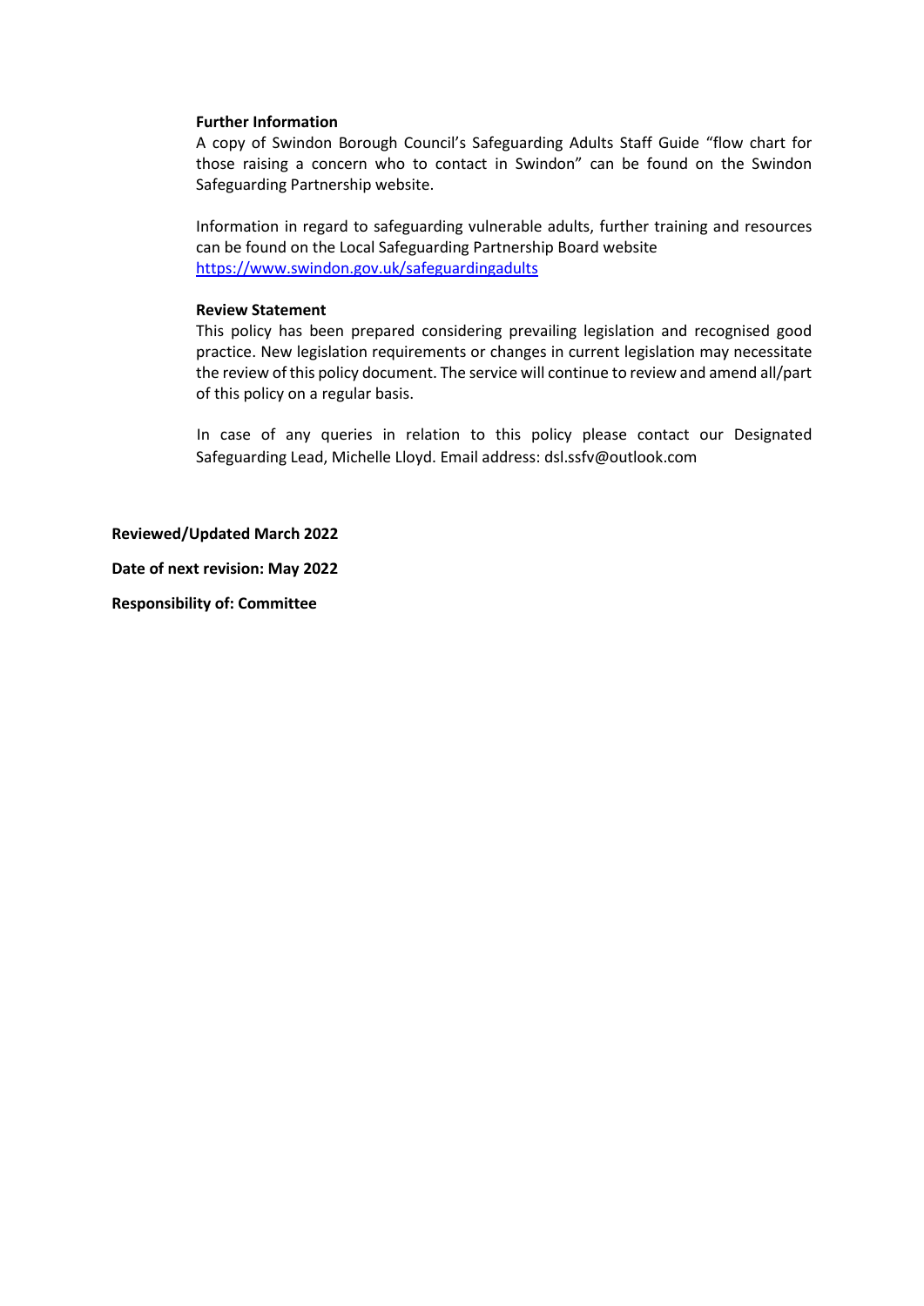**Further Information**

A copy of Swindon Borough Council's Safeguarding Adults Staff Guide "flow chart for those raising a concern who to contact in Swindon" can be found on the Swindon Safeguarding Partnership website.

Information in regard to safeguarding vulnerable adults, further training and resources can be found on the Local Safeguarding Partnership Board website https://www.swindon.gov.uk/safeguardingadults

**Review Statement**

This policy has been prepared considering prevailing legislation and recognised good practice. New legislation requirements or changes in current legislation may necessitate the review of this policy document. The service will continue to review and amend all/part of this policy on a regular basis.

In case of any queries in relation to this policy please contact our Designated Safeguarding Lead, Michelle Lloyd. Email address: dsl.ssfv@outlook.com

**Reviewed/Updated March 2022**

**Date of next revision: May 2022**

**Responsibility of: Committee**